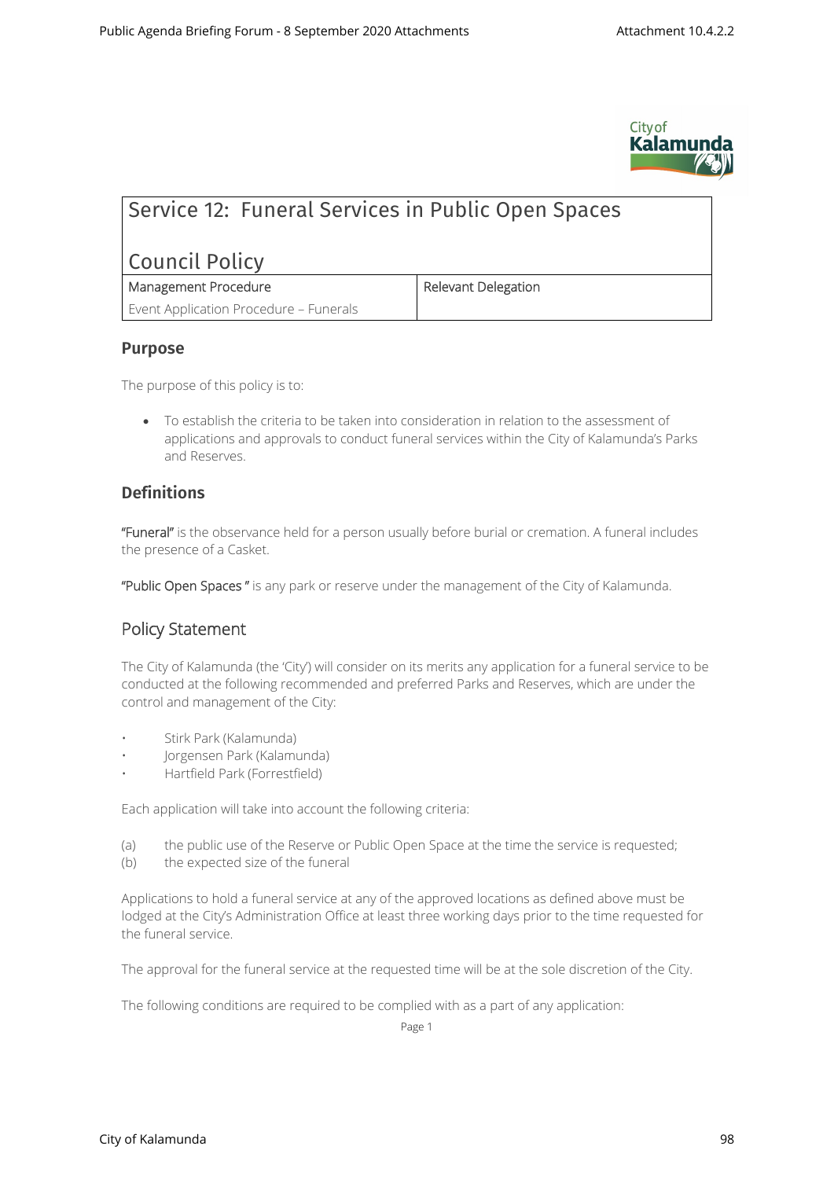# Service 12: Funeral Services in Public Open Spaces

## Council Policy

| Management Procedure | Relevant Delegation |
|---|---|
| Event Application Procedure – Funerals | |

### Purpose

The purpose of this policy is to:

- To establish the criteria to be taken into consideration in relation to the assessment of applications and approvals to conduct funeral services within the City of Kalamunda's Parks and Reserves.

### Definitions

**"Funeral"** is the observance held for a person usually before burial or cremation. A funeral includes the presence of a Casket.

**"Public Open Spaces "** is any park or reserve under the management of the City of Kalamunda.

### Policy Statement

The City of Kalamunda (the 'City') will consider on its merits any application for a funeral service to be conducted at the following recommended and preferred Parks and Reserves, which are under the control and management of the City:

- Stirk Park (Kalamunda)
- Jorgensen Park (Kalamunda)
- Hartfield Park (Forrestfield)

Each application will take into account the following criteria:

(a) the public use of the Reserve or Public Open Space at the time the service is requested;
(b) the expected size of the funeral

Applications to hold a funeral service at any of the approved locations as defined above must be lodged at the City's Administration Office at least three working days prior to the time requested for the funeral service.

The approval for the funeral service at the requested time will be at the sole discretion of the City.

The following conditions are required to be complied with as a part of any application: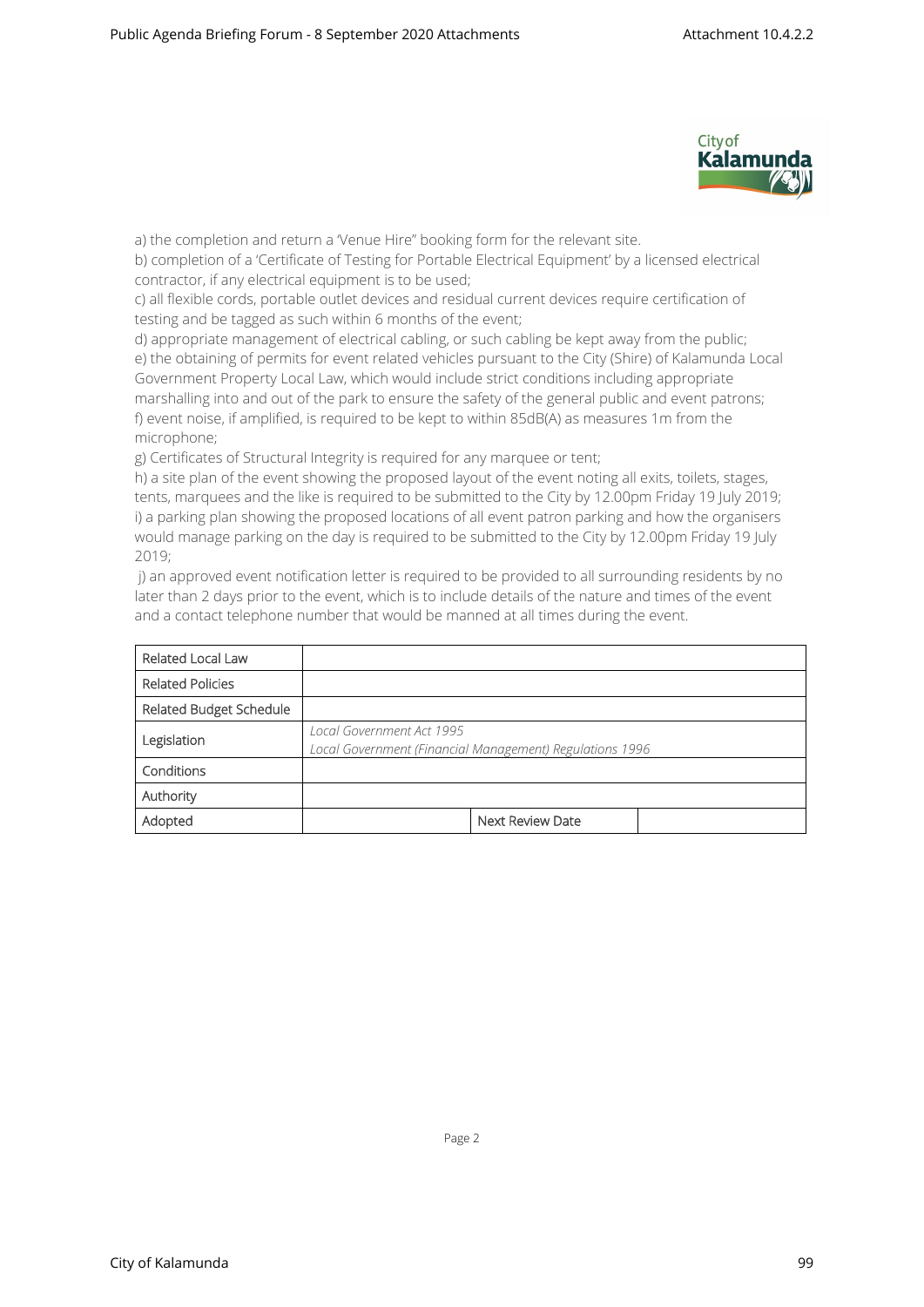a) the completion and return a 'Venue Hire" booking form for the relevant site.
b) completion of a 'Certificate of Testing for Portable Electrical Equipment' by a licensed electrical contractor, if any electrical equipment is to be used;
c) all flexible cords, portable outlet devices and residual current devices require certification of testing and be tagged as such within 6 months of the event;
d) appropriate management of electrical cabling, or such cabling be kept away from the public;
e) the obtaining of permits for event related vehicles pursuant to the City (Shire) of Kalamunda Local Government Property Local Law, which would include strict conditions including appropriate marshalling into and out of the park to ensure the safety of the general public and event patrons;
f) event noise, if amplified, is required to be kept to within 85dB(A) as measures 1m from the microphone;
g) Certificates of Structural Integrity is required for any marquee or tent;
h) a site plan of the event showing the proposed layout of the event noting all exits, toilets, stages, tents, marquees and the like is required to be submitted to the City by 12.00pm Friday 19 July 2019;
i) a parking plan showing the proposed locations of all event patron parking and how the organisers would manage parking on the day is required to be submitted to the City by 12.00pm Friday 19 July 2019;
j) an approved event notification letter is required to be provided to all surrounding residents by no later than 2 days prior to the event, which is to include details of the nature and times of the event and a contact telephone number that would be manned at all times during the event.

| | | | |
|---|---|---|---|
| Related Local Law | | | |
| Related Policies | | | |
| Related Budget Schedule | | | |
| Legislation | *Local Government Act 1995*<br>*Local Government (Financial Management) Regulations 1996* | | |
| Conditions | | | |
| Authority | | | |
| Adopted | | Next Review Date | |